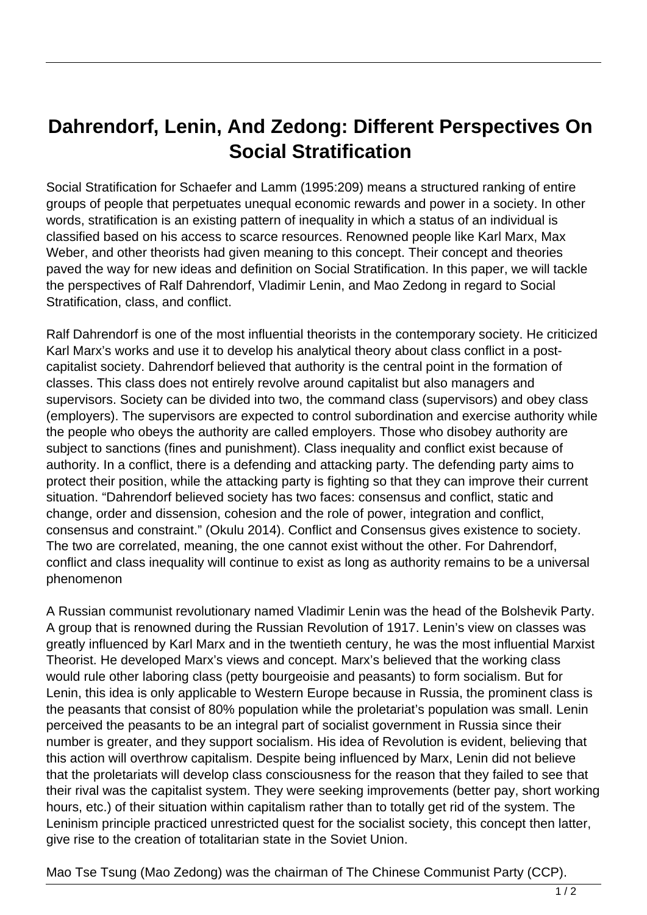# Dahrendorf, Lenin, And Zedong: Different Perspectives On Social Stratification

Social Stratification for Schaefer and Lamm (1995:209) means a structured ranking of entire groups of people that perpetuates unequal economic rewards and power in a society. In other words, stratification is an existing pattern of inequality in which a status of an individual is classified based on his access to scarce resources. Renowned people like Karl Marx, Max Weber, and other theorists had given meaning to this concept. Their concept and theories paved the way for new ideas and definition on Social Stratification. In this paper, we will tackle the perspectives of Ralf Dahrendorf, Vladimir Lenin, and Mao Zedong in regard to Social Stratification, class, and conflict.

Ralf Dahrendorf is one of the most influential theorists in the contemporary society. He criticized Karl Marx's works and use it to develop his analytical theory about class conflict in a post-capitalist society. Dahrendorf believed that authority is the central point in the formation of classes. This class does not entirely revolve around capitalist but also managers and supervisors. Society can be divided into two, the command class (supervisors) and obey class (employers). The supervisors are expected to control subordination and exercise authority while the people who obeys the authority are called employers. Those who disobey authority are subject to sanctions (fines and punishment). Class inequality and conflict exist because of authority. In a conflict, there is a defending and attacking party. The defending party aims to protect their position, while the attacking party is fighting so that they can improve their current situation. "Dahrendorf believed society has two faces: consensus and conflict, static and change, order and dissension, cohesion and the role of power, integration and conflict, consensus and constraint." (Okulu 2014). Conflict and Consensus gives existence to society. The two are correlated, meaning, the one cannot exist without the other. For Dahrendorf, conflict and class inequality will continue to exist as long as authority remains to be a universal phenomenon

A Russian communist revolutionary named Vladimir Lenin was the head of the Bolshevik Party. A group that is renowned during the Russian Revolution of 1917. Lenin's view on classes was greatly influenced by Karl Marx and in the twentieth century, he was the most influential Marxist Theorist. He developed Marx's views and concept. Marx's believed that the working class would rule other laboring class (petty bourgeoisie and peasants) to form socialism. But for Lenin, this idea is only applicable to Western Europe because in Russia, the prominent class is the peasants that consist of 80% population while the proletariat's population was small. Lenin perceived the peasants to be an integral part of socialist government in Russia since their number is greater, and they support socialism. His idea of Revolution is evident, believing that this action will overthrow capitalism. Despite being influenced by Marx, Lenin did not believe that the proletariats will develop class consciousness for the reason that they failed to see that their rival was the capitalist system. They were seeking improvements (better pay, short working hours, etc.) of their situation within capitalism rather than to totally get rid of the system. The Leninism principle practiced unrestricted quest for the socialist society, this concept then latter, give rise to the creation of totalitarian state in the Soviet Union.

Mao Tse Tsung (Mao Zedong) was the chairman of The Chinese Communist Party (CCP).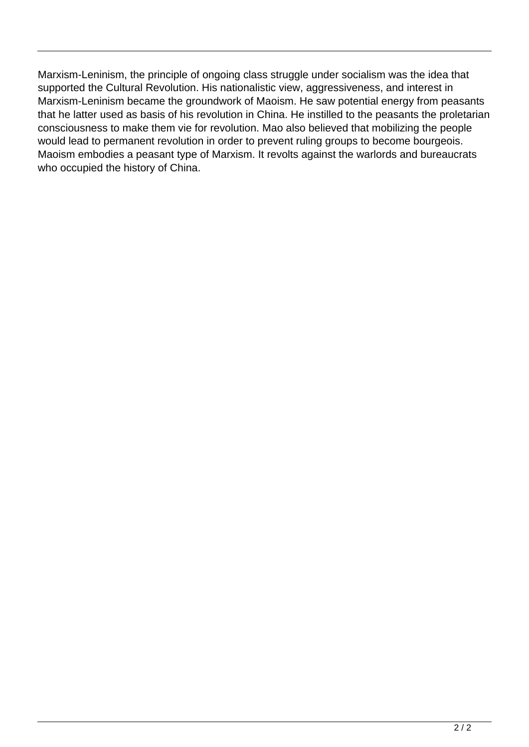Marxism-Leninism, the principle of ongoing class struggle under socialism was the idea that supported the Cultural Revolution. His nationalistic view, aggressiveness, and interest in Marxism-Leninism became the groundwork of Maoism. He saw potential energy from peasants that he latter used as basis of his revolution in China. He instilled to the peasants the proletarian consciousness to make them vie for revolution. Mao also believed that mobilizing the people would lead to permanent revolution in order to prevent ruling groups to become bourgeois. Maoism embodies a peasant type of Marxism. It revolts against the warlords and bureaucrats who occupied the history of China.